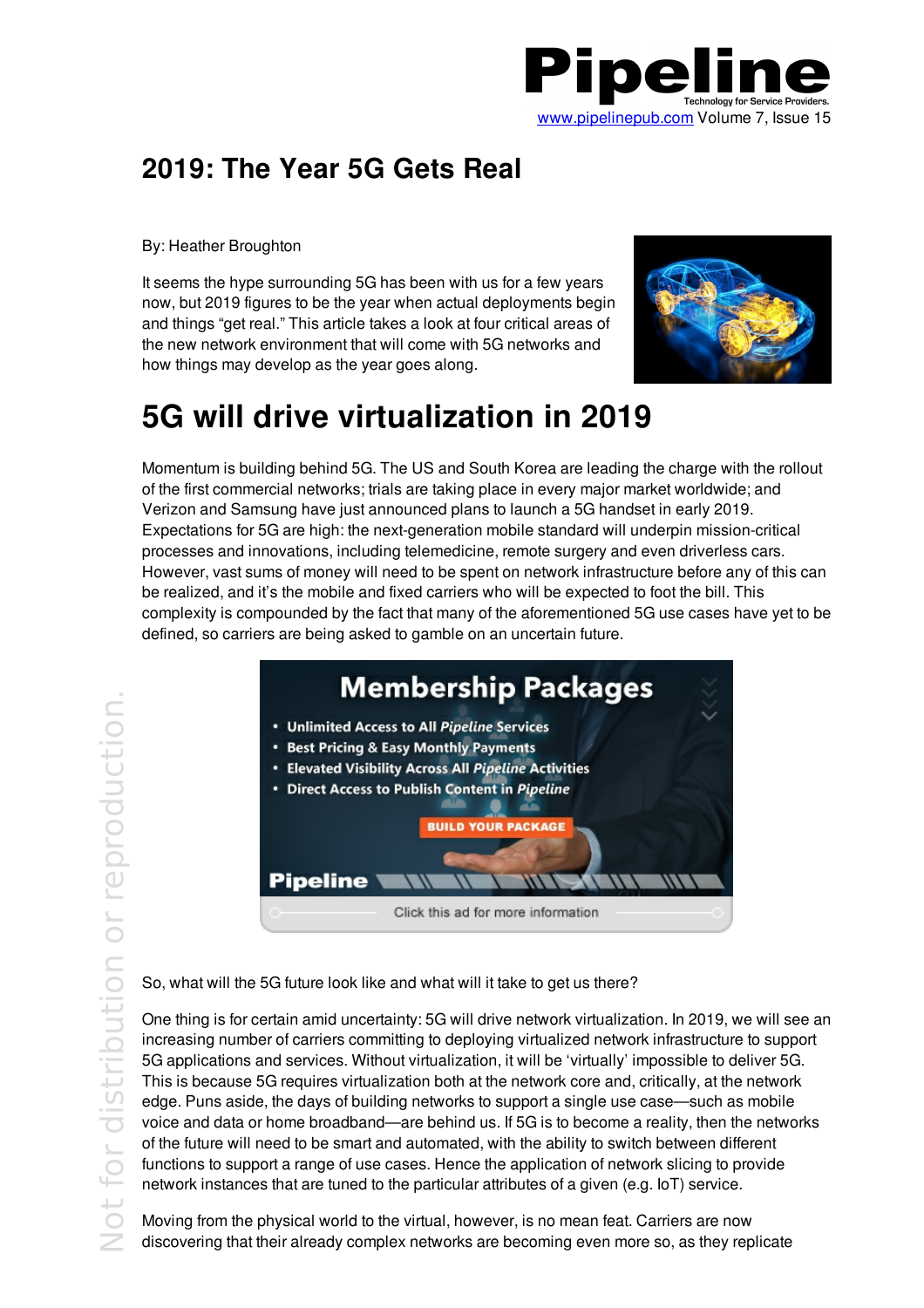# 2019: The Year 5G Gets Real

By: Heather Broughton

It seems the hype surrounding 5G has been with us for a few years now, but 2019 figures to be the year when actual deployments begin and things "get real." This article takes a look at four critical areas of the new network environment that will come with 5G networks and how things may develop as the year goes along.

## 5G will drive virtualization in 2019

Momentum is building behind 5G. The US and South Korea are leading the charge with the rollout of the first commercial networks; trials are taking place in every major market worldwide; and Verizon and Samsung have just announced plans to launch a 5G handset in early 2019. Expectations for 5G are high: the next-generation mobile standard will underpin mission-critical processes and innovations, including telemedicine, remote surgery and even driverless cars. However, vast sums of money will need to be spent on network infrastructure before any of this can be realized, and it's the mobile and fixed carriers who will be expected to foot the bill. This complexity is compounded by the fact that many of the aforementioned 5G use cases have yet to be defined, so carriers are being asked to gamble on an uncertain future.

So, what will the 5G future look like and what will it take to get us there?

One thing is for certain amid uncertainty: 5G will drive network virtualization. In 2019, we will see an increasing number of carriers committing to deploying virtualized network infrastructure to support 5G applications and services. Without virtualization, it will be 'virtually' impossible to deliver 5G. This is because 5G requires virtualization both at the network core and, critically, at the network edge. Puns aside, the days of building networks to support a single use case—such as mobile voice and data or home broadband—are behind us. If 5G is to become a reality, then the networks of the future will need to be smart and automated, with the ability to switch between different functions to support a range of use cases. Hence the application of network slicing to provide network instances that are tuned to the particular attributes of a given (e.g. IoT) service.

Moving from the physical world to the virtual, however, is no mean feat. Carriers are now discovering that their already complex networks are becoming even more so, as they replicate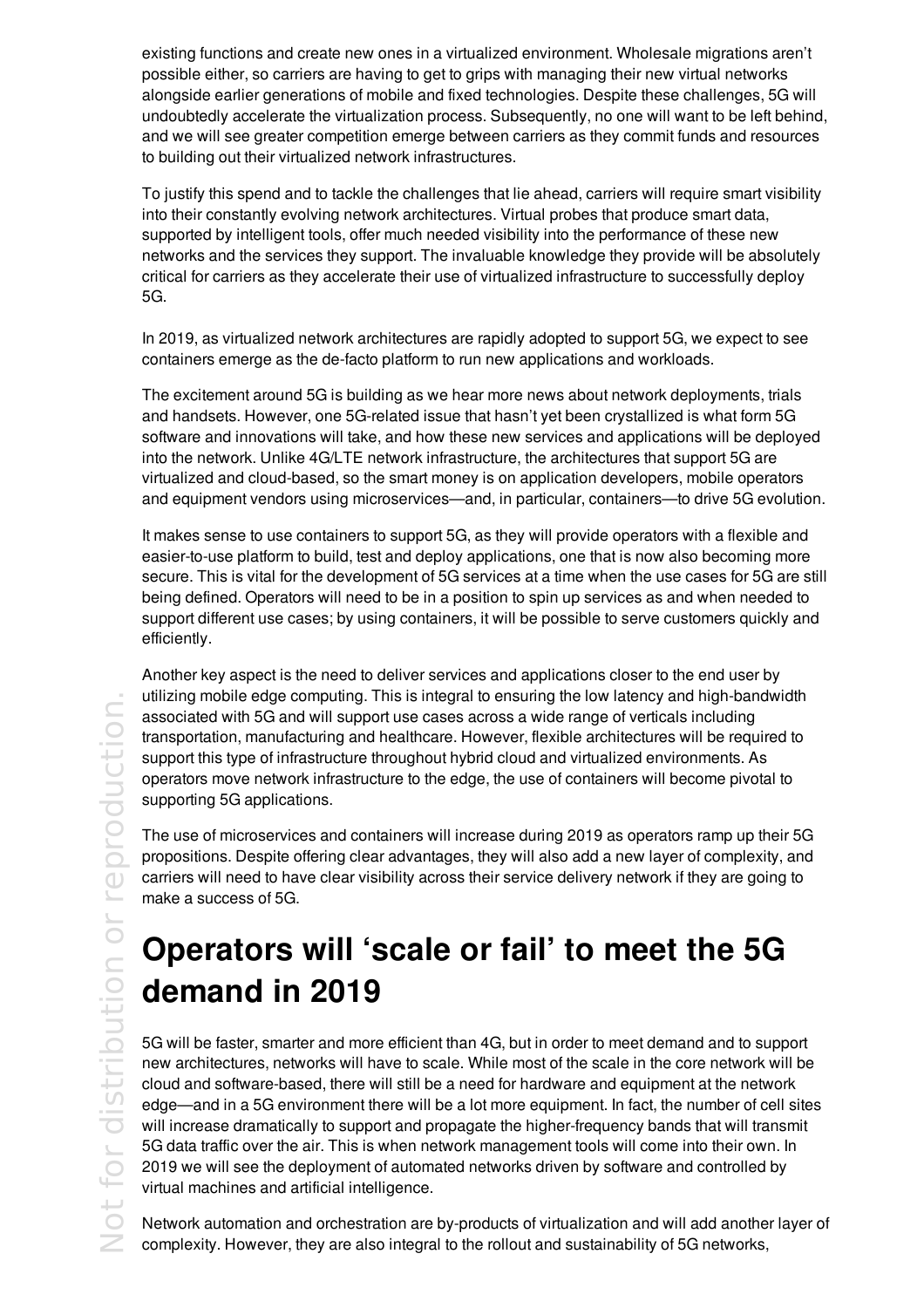existing functions and create new ones in a virtualized environment. Wholesale migrations aren't possible either, so carriers are having to get to grips with managing their new virtual networks alongside earlier generations of mobile and fixed technologies. Despite these challenges, 5G will undoubtedly accelerate the virtualization process. Subsequently, no one will want to be left behind, and we will see greater competition emerge between carriers as they commit funds and resources to building out their virtualized network infrastructures.

To justify this spend and to tackle the challenges that lie ahead, carriers will require smart visibility into their constantly evolving network architectures. Virtual probes that produce smart data, supported by intelligent tools, offer much needed visibility into the performance of these new networks and the services they support. The invaluable knowledge they provide will be absolutely critical for carriers as they accelerate their use of virtualized infrastructure to successfully deploy 5G.

In 2019, as virtualized network architectures are rapidly adopted to support 5G, we expect to see containers emerge as the de-facto platform to run new applications and workloads.

The excitement around 5G is building as we hear more news about network deployments, trials and handsets. However, one 5G-related issue that hasn't yet been crystallized is what form 5G software and innovations will take, and how these new services and applications will be deployed into the network. Unlike 4G/LTE network infrastructure, the architectures that support 5G are virtualized and cloud-based, so the smart money is on application developers, mobile operators and equipment vendors using microservices—and, in particular, containers—to drive 5G evolution.

It makes sense to use containers to support 5G, as they will provide operators with a flexible and easier-to-use platform to build, test and deploy applications, one that is now also becoming more secure. This is vital for the development of 5G services at a time when the use cases for 5G are still being defined. Operators will need to be in a position to spin up services as and when needed to support different use cases; by using containers, it will be possible to serve customers quickly and efficiently.

Another key aspect is the need to deliver services and applications closer to the end user by utilizing mobile edge computing. This is integral to ensuring the low latency and high-bandwidth associated with 5G and will support use cases across a wide range of verticals including transportation, manufacturing and healthcare. However, flexible architectures will be required to support this type of infrastructure throughout hybrid cloud and virtualized environments. As operators move network infrastructure to the edge, the use of containers will become pivotal to supporting 5G applications.

The use of microservices and containers will increase during 2019 as operators ramp up their 5G propositions. Despite offering clear advantages, they will also add a new layer of complexity, and carriers will need to have clear visibility across their service delivery network if they are going to make a success of 5G.

# Operators will 'scale or fail' to meet the 5G demand in 2019

5G will be faster, smarter and more efficient than 4G, but in order to meet demand and to support new architectures, networks will have to scale. While most of the scale in the core network will be cloud and software-based, there will still be a need for hardware and equipment at the network edge—and in a 5G environment there will be a lot more equipment. In fact, the number of cell sites will increase dramatically to support and propagate the higher-frequency bands that will transmit 5G data traffic over the air. This is when network management tools will come into their own. In 2019 we will see the deployment of automated networks driven by software and controlled by virtual machines and artificial intelligence.

Network automation and orchestration are by-products of virtualization and will add another layer of complexity. However, they are also integral to the rollout and sustainability of 5G networks,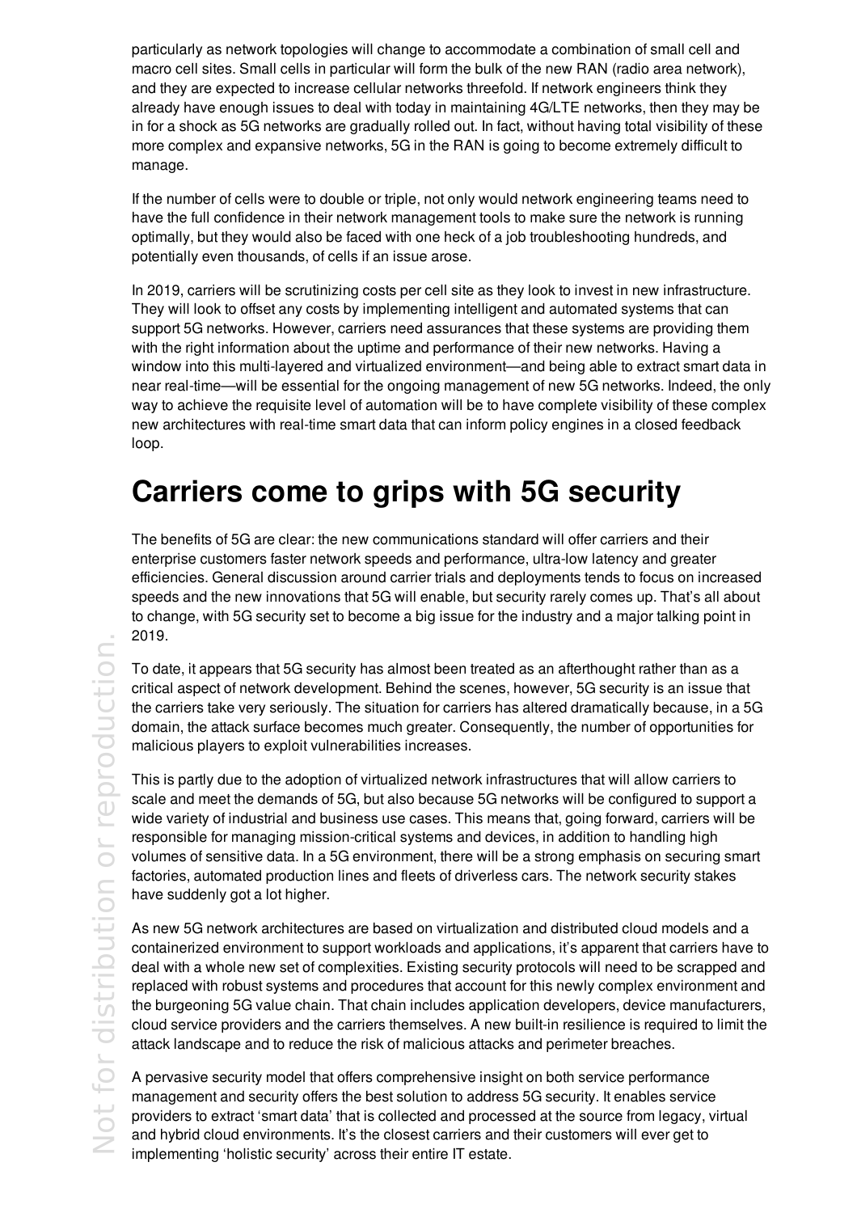particularly as network topologies will change to accommodate a combination of small cell and macro cell sites. Small cells in particular will form the bulk of the new RAN (radio area network), and they are expected to increase cellular networks threefold. If network engineers think they already have enough issues to deal with today in maintaining 4G/LTE networks, then they may be in for a shock as 5G networks are gradually rolled out. In fact, without having total visibility of these more complex and expansive networks, 5G in the RAN is going to become extremely difficult to manage.

If the number of cells were to double or triple, not only would network engineering teams need to have the full confidence in their network management tools to make sure the network is running optimally, but they would also be faced with one heck of a job troubleshooting hundreds, and potentially even thousands, of cells if an issue arose.

In 2019, carriers will be scrutinizing costs per cell site as they look to invest in new infrastructure. They will look to offset any costs by implementing intelligent and automated systems that can support 5G networks. However, carriers need assurances that these systems are providing them with the right information about the uptime and performance of their new networks. Having a window into this multi-layered and virtualized environment—and being able to extract smart data in near real-time—will be essential for the ongoing management of new 5G networks. Indeed, the only way to achieve the requisite level of automation will be to have complete visibility of these complex new architectures with real-time smart data that can inform policy engines in a closed feedback loop.

# Carriers come to grips with 5G security

The benefits of 5G are clear: the new communications standard will offer carriers and their enterprise customers faster network speeds and performance, ultra-low latency and greater efficiencies. General discussion around carrier trials and deployments tends to focus on increased speeds and the new innovations that 5G will enable, but security rarely comes up. That's all about to change, with 5G security set to become a big issue for the industry and a major talking point in 2019.

To date, it appears that 5G security has almost been treated as an afterthought rather than as a critical aspect of network development. Behind the scenes, however, 5G security is an issue that the carriers take very seriously. The situation for carriers has altered dramatically because, in a 5G domain, the attack surface becomes much greater. Consequently, the number of opportunities for malicious players to exploit vulnerabilities increases.

This is partly due to the adoption of virtualized network infrastructures that will allow carriers to scale and meet the demands of 5G, but also because 5G networks will be configured to support a wide variety of industrial and business use cases. This means that, going forward, carriers will be responsible for managing mission-critical systems and devices, in addition to handling high volumes of sensitive data. In a 5G environment, there will be a strong emphasis on securing smart factories, automated production lines and fleets of driverless cars. The network security stakes have suddenly got a lot higher.

As new 5G network architectures are based on virtualization and distributed cloud models and a containerized environment to support workloads and applications, it's apparent that carriers have to deal with a whole new set of complexities. Existing security protocols will need to be scrapped and replaced with robust systems and procedures that account for this newly complex environment and the burgeoning 5G value chain. That chain includes application developers, device manufacturers, cloud service providers and the carriers themselves. A new built-in resilience is required to limit the attack landscape and to reduce the risk of malicious attacks and perimeter breaches.

A pervasive security model that offers comprehensive insight on both service performance management and security offers the best solution to address 5G security. It enables service providers to extract 'smart data' that is collected and processed at the source from legacy, virtual and hybrid cloud environments. It's the closest carriers and their customers will ever get to implementing 'holistic security' across their entire IT estate.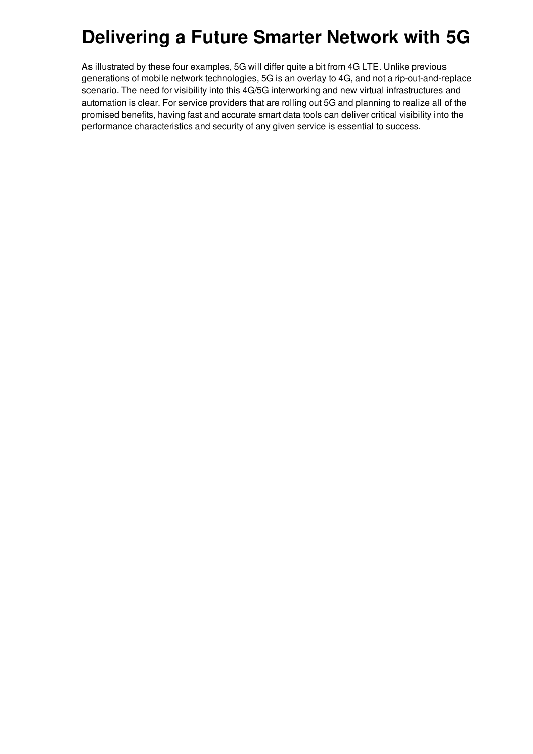# Delivering a Future Smarter Network with 5G

As illustrated by these four examples, 5G will differ quite a bit from 4G LTE. Unlike previous generations of mobile network technologies, 5G is an overlay to 4G, and not a rip-out-and-replace scenario. The need for visibility into this 4G/5G interworking and new virtual infrastructures and automation is clear. For service providers that are rolling out 5G and planning to realize all of the promised benefits, having fast and accurate smart data tools can deliver critical visibility into the performance characteristics and security of any given service is essential to success.